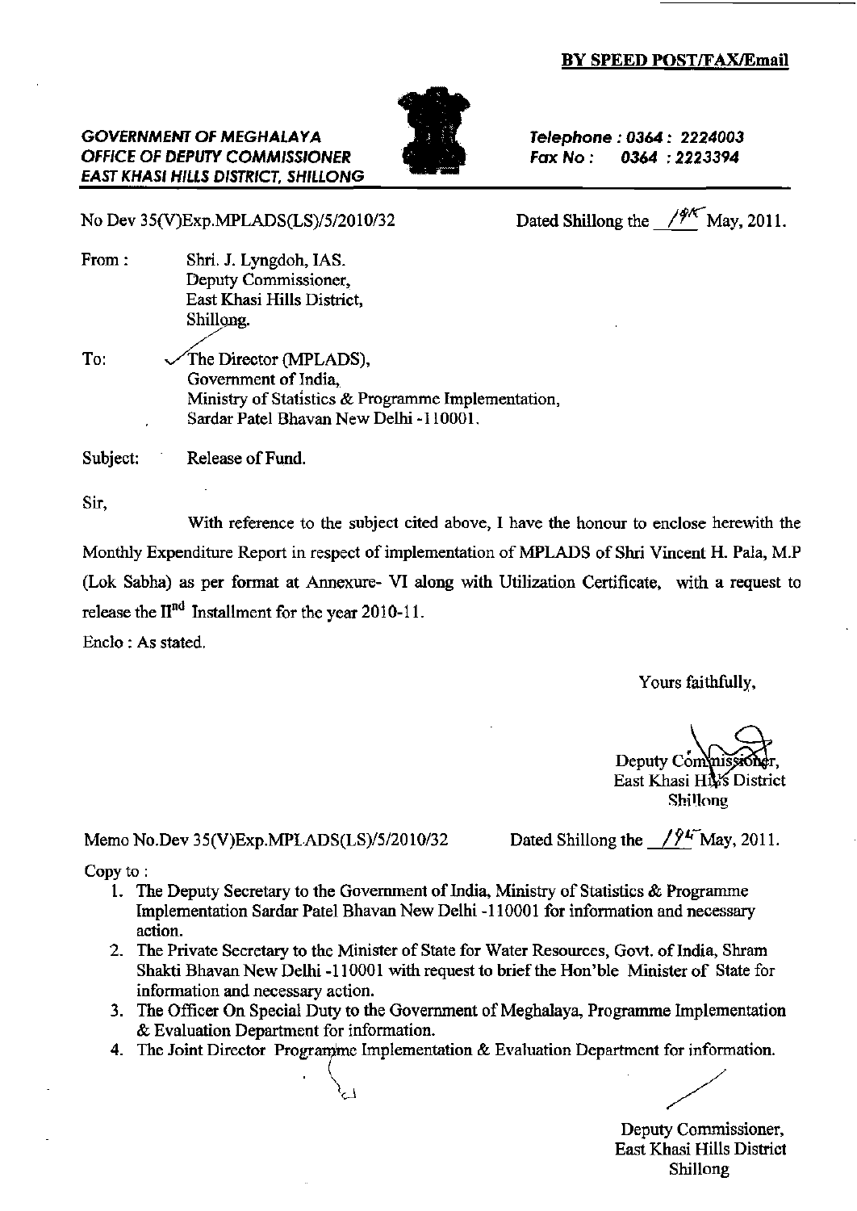**BY SPEED POST/FAX/Email**

***GOVERNMENT OF MEGHALAYA***
***OFFICE OF DEPUTY COMMISSIONER***
***EAST KHASI HILLS DISTRICT, SHILLONG***

***Telephone : 0364 : 2224003***
***Fax No : 0364 : 2223394***

No Dev 35(V)Exp.MPLADS(LS)/5/2010/32

Dated Shillong the 19th May, 2011.

From : Shri. J. Lyngdoh, IAS.
Deputy Commissioner,
East Khasi Hills District,
Shillong.

To: The Director (MPLADS),
Government of India,
Ministry of Statistics & Programme Implementation,
Sardar Patel Bhavan New Delhi -110001.

Subject: Release of Fund.

Sir,

With reference to the subject cited above, I have the honour to enclose herewith the Monthly Expenditure Report in respect of implementation of MPLADS of Shri Vincent H. Pala, M.P (Lok Sabha) as per format at Annexure- VI along with Utilization Certificate, with a request to release the II$^{nd}$ Installment for the year 2010-11.

Enclo : As stated.

Yours faithfully,

Deputy Commissioner,
East Khasi Hills District
Shillong

Memo No.Dev 35(V)Exp.MPLADS(LS)/5/2010/32

Dated Shillong the 19th May, 2011.

Copy to :

1. The Deputy Secretary to the Government of India, Ministry of Statistics & Programme Implementation Sardar Patel Bhavan New Delhi -110001 for information and necessary action.
2. The Private Secretary to the Minister of State for Water Resources, Govt. of India, Shram Shakti Bhavan New Delhi -110001 with request to brief the Hon'ble Minister of State for information and necessary action.
3. The Officer On Special Duty to the Government of Meghalaya, Programme Implementation & Evaluation Department for information.
4. The Joint Director Programme Implementation & Evaluation Department for information.

Deputy Commissioner,
East Khasi Hills District
Shillong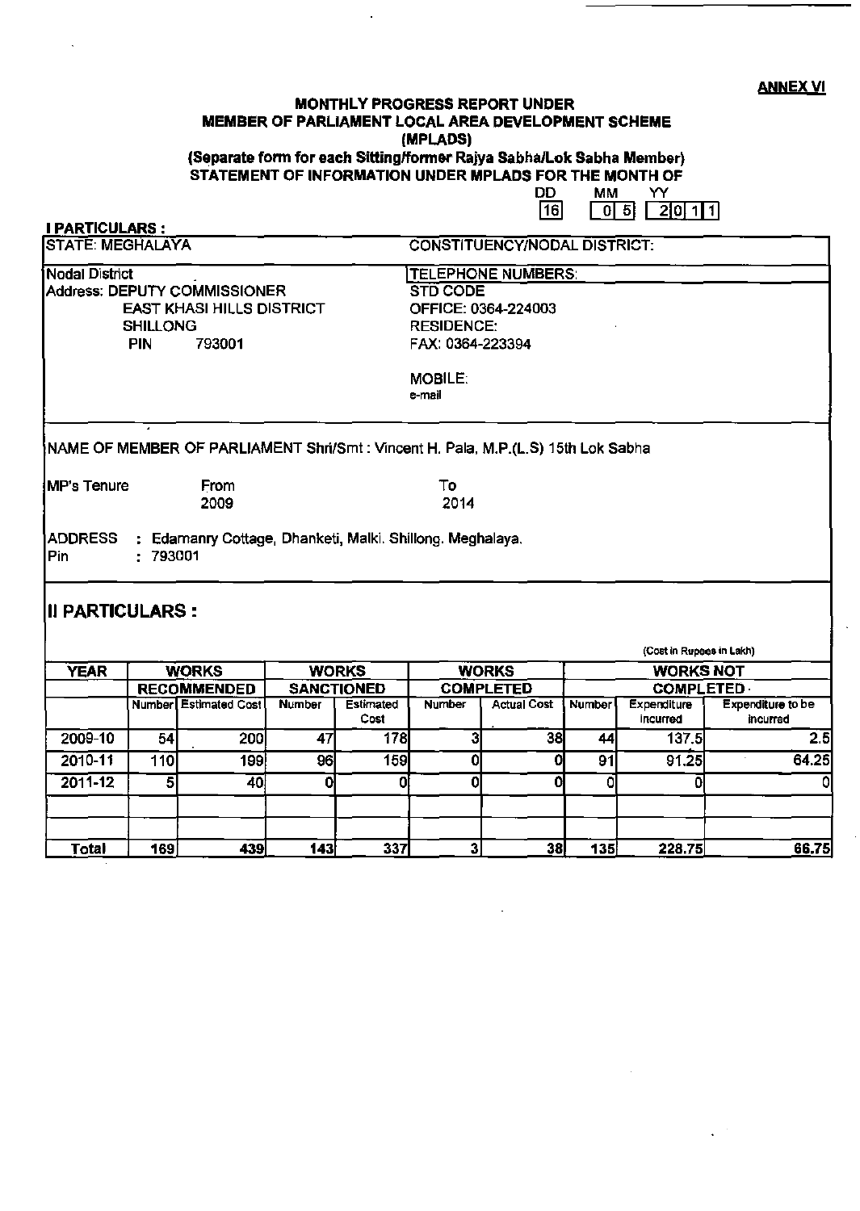**ANNEX VI**

**MONTHLY PROGRESS REPORT UNDER**
**MEMBER OF PARLIAMENT LOCAL AREA DEVELOPMENT SCHEME**
**(MPLADS)**
**(Separate form for each Sitting/former Rajya Sabha/Lok Sabha Member)**
**STATEMENT OF INFORMATION UNDER MPLADS FOR THE MONTH OF**

| DD | MM | YY |
|---|---|---|
| 16 | 05 | 2011 |

**I PARTICULARS :**

| STATE: MEGHALAYA | CONSTITUENCY/NODAL DISTRICT: |
|---|---|
| Nodal District<br>Address: DEPUTY COMMISSIONER<br>EAST KHASI HILLS DISTRICT<br>SHILLONG<br>PIN 793001 | TELEPHONE NUMBERS:<br>STD CODE<br>OFFICE: 0364-224003<br>RESIDENCE:<br>FAX: 0364-223394<br><br>MOBILE:<br>e-mail |

NAME OF MEMBER OF PARLIAMENT Shri/Smt : Vincent H. Pala, M.P.(L.S) 15th Lok Sabha

MP's Tenure From 2009 To 2014

ADDRESS : Edamanry Cottage, Dhanketi, Malki. Shillong. Meghalaya.
Pin : 793001

## II PARTICULARS :

(Cost in Rupees in Lakh)

| YEAR | WORKS RECOMMENDED | | WORKS SANCTIONED | | WORKS COMPLETED | | WORKS NOT COMPLETED | | |
|---|---|---|---|---|---|---|---|---|---|
| | Number | Estimated Cost | Number | Estimated Cost | Number | Actual Cost | Number | Expenditure incurred | Expenditure to be incurred |
| 2009-10 | 54 | 200 | 47 | 178 | 3 | 38 | 44 | 137.5 | 2.5 |
| 2010-11 | 110 | 199 | 96 | 159 | 0 | 0 | 91 | 91.25 | 64.25 |
| 2011-12 | 5 | 40 | 0 | 0 | 0 | 0 | 0 | 0 | 0 |
| | | | | | | | | | |
| | | | | | | | | | |
| Total | 169 | 439 | 143 | 337 | 3 | 38 | 135 | 228.75 | 66.75 |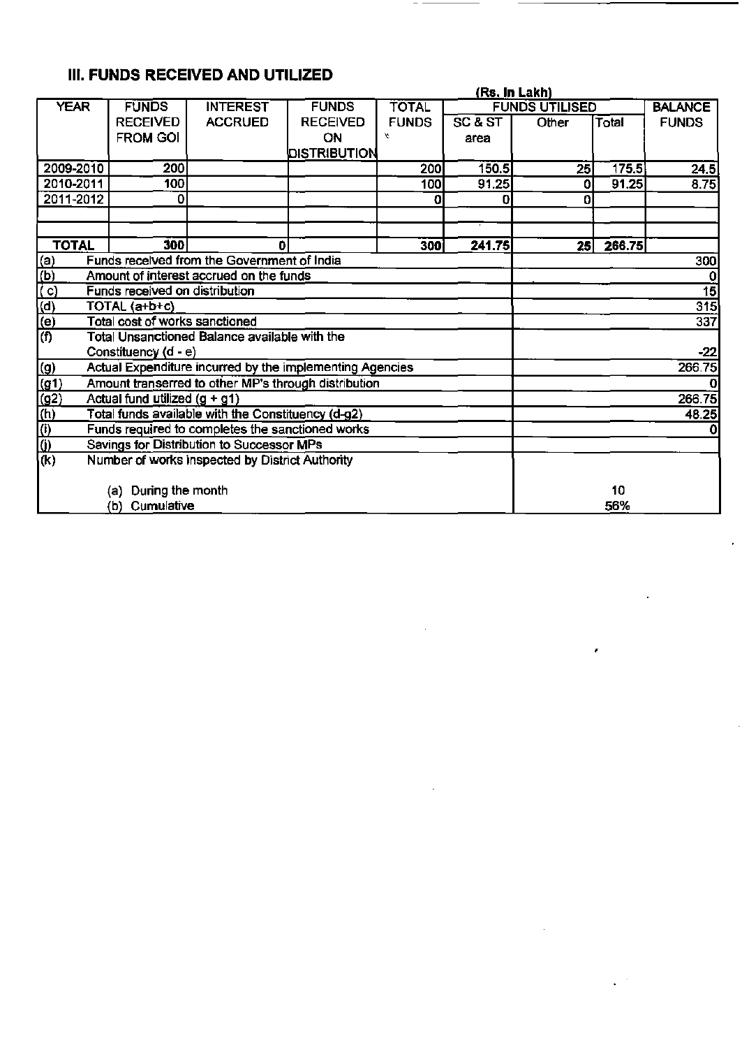## III. FUNDS RECEIVED AND UTILIZED

(Rs. In Lakh)

| YEAR | FUNDS RECEIVED FROM GOI | INTEREST ACCRUED | FUNDS RECEIVED ON DISTRIBUTION | TOTAL FUNDS | FUNDS UTILISED | | | BALANCE FUNDS |
|---|---|---|---|---|---|---|---|---|
| | | | | | SC & ST area | Other | Total | |
| 2009-2010 | 200 | | | 200 | 150.5 | 25 | 175.5 | 24.5 |
| 2010-2011 | 100 | | | 100 | 91.25 | 0 | 91.25 | 8.75 |
| 2011-2012 | 0 | | | 0 | 0 | 0 | | |
| | | | | | | | | |
| | | | | | | | | |
| TOTAL | 300 | 0 | | 300 | 241.75 | 25 | 266.75 | |

| | | |
|---|---|---|
| (a) | Funds received from the Government of India | 300 |
| (b) | Amount of interest accrued on the funds | 0 |
| ( c) | Funds received on distribution | 15 |
| (d) | TOTAL (a+b+c) | 315 |
| (e) | Total cost of works sanctioned | 337 |
| (f) | Total Unsanctioned Balance available with the Constituency (d - e) | -22 |
| (g) | Actual Expenditure incurred by the implementing Agencies | 266.75 |
| (g1) | Amount transerred to other MP's through distribution | 0 |
| (g2) | Actual fund utilized (g + g1) | 266.75 |
| (h) | Total funds available with the Constituency (d-g2) | 48.25 |
| (i) | Funds required to completes the sanctioned works | 0 |
| (j) | Savings for Distribution to Successor MPs | |
| (k) | Number of works inspected by District Authority | |
| | (a) During the month | 10 |
| | (b) Cumulative | 56% |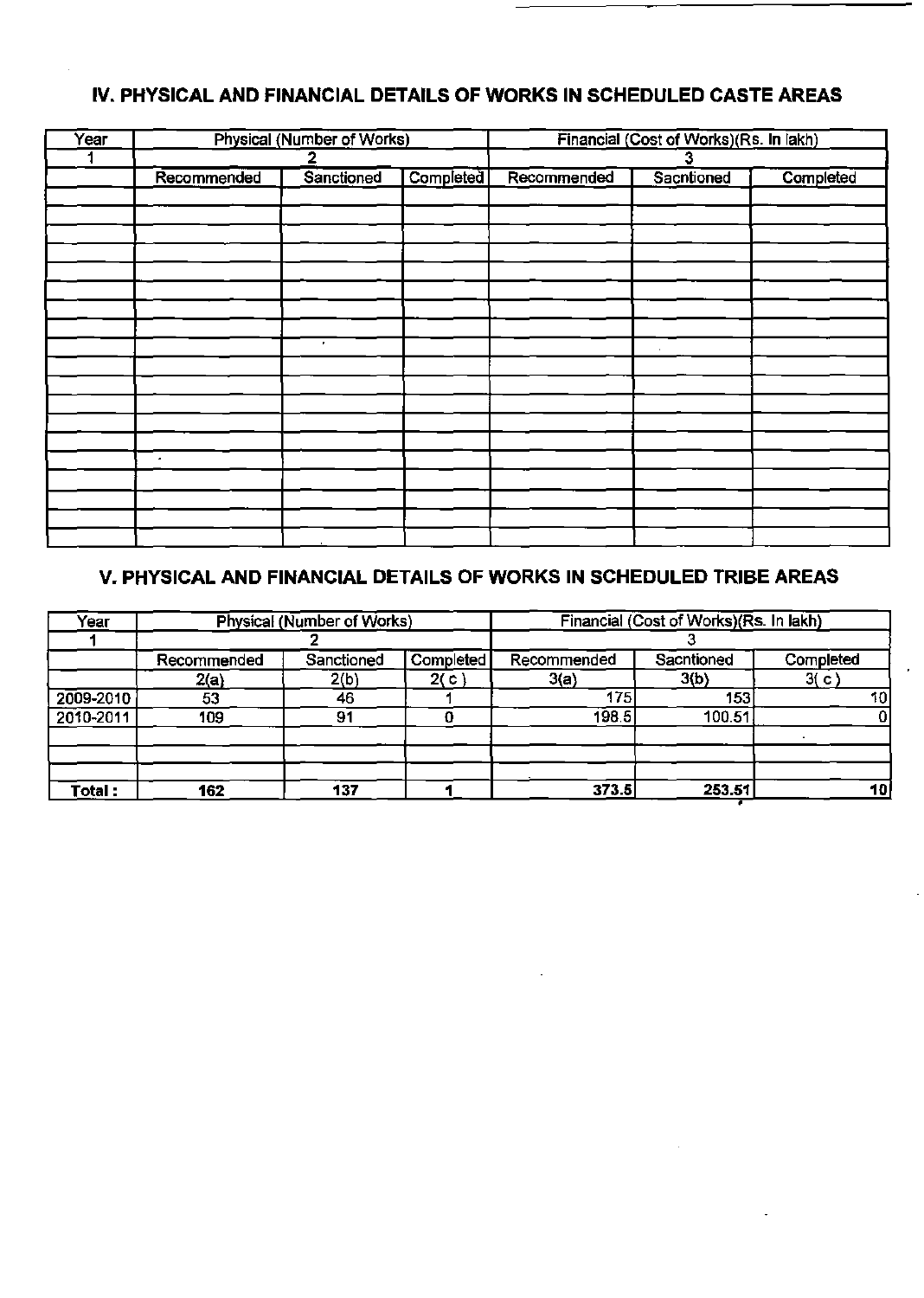## IV. PHYSICAL AND FINANCIAL DETAILS OF WORKS IN SCHEDULED CASTE AREAS

| Year | Physical (Number of Works) | | | Financial (Cost of Works)(Rs. In lakh) | | |
|---|---|---|---|---|---|---|
| 1 | 2 | | | 3 | | |
| | Recommended | Sanctioned | Completed | Recommended | Sacntioned | Completed |
| | | | | | | |
| | | | | | | |
| | | | | | | |
| | | | | | | |
| | | | | | | |
| | | | | | | |
| | | | | | | |
| | | | | | | |
| | | | | | | |
| | | | | | | |
| | | | | | | |
| | | | | | | |
| | | | | | | |
| | | | | | | |
| | | | | | | |
| | | | | | | |
| | | | | | | |
| | | | | | | |

## V. PHYSICAL AND FINANCIAL DETAILS OF WORKS IN SCHEDULED TRIBE AREAS

| Year | Physical (Number of Works) | | | Financial (Cost of Works)(Rs. In lakh) | | |
|---|---|---|---|---|---|---|
| 1 | 2 | | | 3 | | |
| | Recommended | Sanctioned | Completed | Recommended | Sacntioned | Completed |
| | 2(a) | 2(b) | 2( c ) | 3(a) | 3(b) | 3( c ) |
| 2009-2010 | 53 | 46 | 1 | 175 | 153 | 10 |
| 2010-2011 | 109 | 91 | 0 | 198.5 | 100.51 | 0 |
| | | | | | | |
| | | | | | | |
| **Total :** | **162** | **137** | **1** | **373.5** | **253.51** | **10** |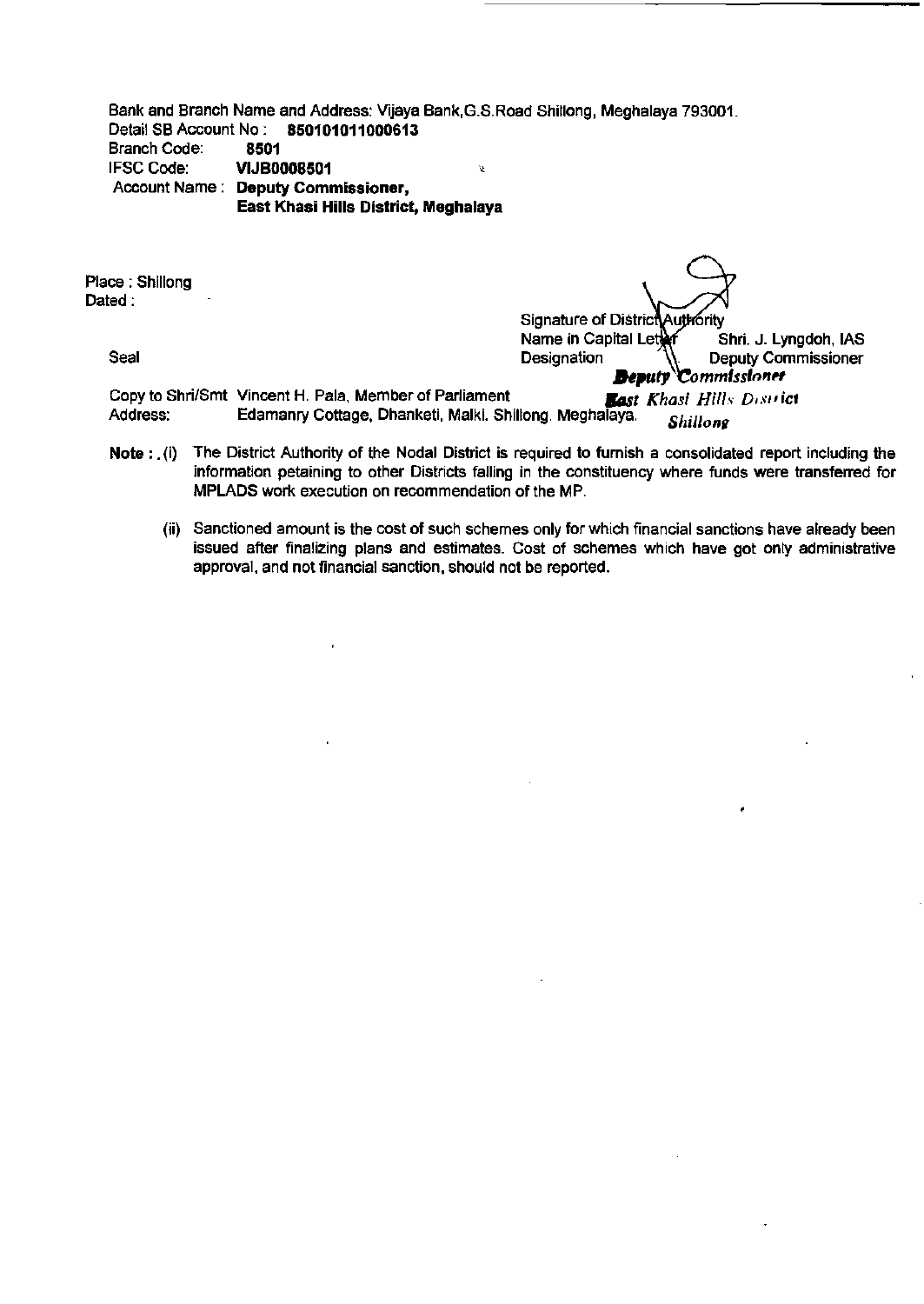Bank and Branch Name and Address: Vijaya Bank,G.S.Road Shillong, Meghalaya 793001.
Detail SB Account No : **850101011000613**
Branch Code: **8501**
IFSC Code: **VIJB0008501**
Account Name : **Deputy Commissioner, East Khasi Hills District, Meghalaya**

Place : Shillong
Dated :

Seal

Signature of District Authority
Name in Capital Letter Shri. J. Lyngdoh, IAS
Designation Deputy Commissioner

***Deputy Commissioner***
***East Khasi Hills District***
***Shillong***

Copy to Shri/Smt Vincent H. Pala, Member of Parliament
Address: Edamanry Cottage, Dhanketi, Malki. Shillong. Meghalaya.

**Note :** (i) The District Authority of the Nodal District is required to furnish a consolidated report including the information petaining to other Districts falling in the constituency where funds were transferred for MPLADS work execution on recommendation of the MP.

(ii) Sanctioned amount is the cost of such schemes only for which financial sanctions have already been issued after finalizing plans and estimates. Cost of schemes which have got only administrative approval, and not financial sanction, should not be reported.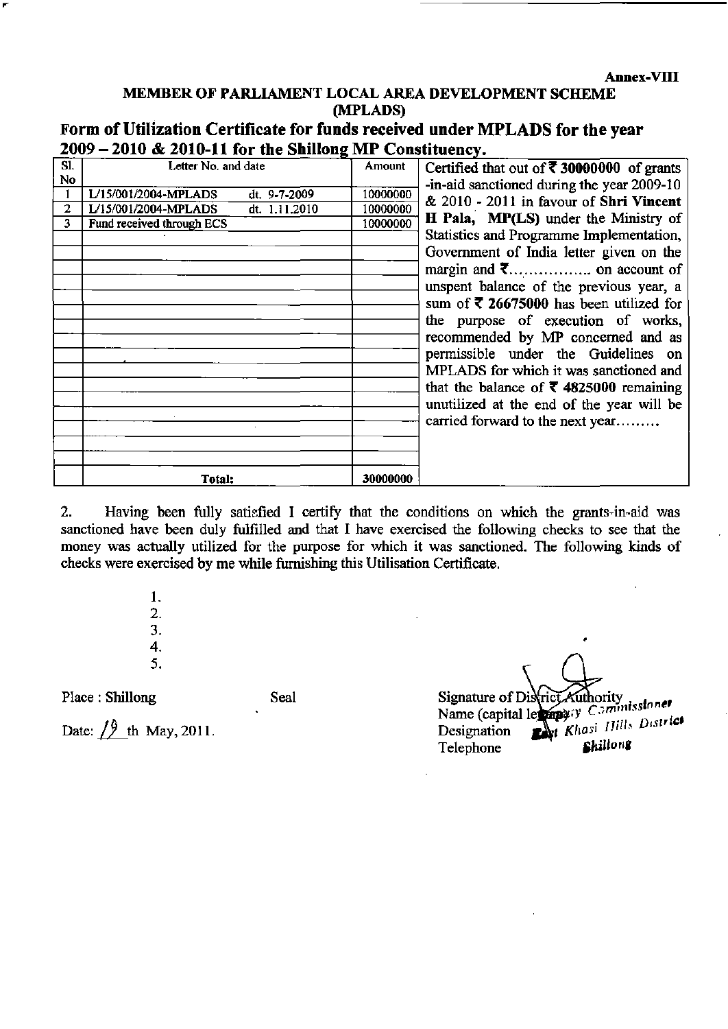**Annex-VIII**

## MEMBER OF PARLIAMENT LOCAL AREA DEVELOPMENT SCHEME (MPLADS)

### Form of Utilization Certificate for funds received under MPLADS for the year 2009 – 2010 & 2010-11 for the Shillong MP Constituency.

| Sl. No | Letter No. and date | | Amount | |
|---|---|---|---|---|
| 1 | L/15/001/2004-MPLADS | dt. 9-7-2009 | 10000000 | Certified that out of ₹ 30000000 of grants-in-aid sanctioned during the year 2009-10 & 2010 - 2011 in favour of **Shri Vincent H Pala, MP(LS)** under the Ministry of Statistics and Programme Implementation, Government of India letter given on the margin and ₹................ on account of unspent balance of the previous year, a sum of **₹ 26675000** has been utilized for the purpose of execution of works, recommended by MP concerned and as permissible under the Guidelines on MPLADS for which it was sanctioned and that the balance of **₹ 4825000** remaining unutilized at the end of the year will be carried forward to the next year......... |
| 2 | L/15/001/2004-MPLADS | dt. 1.11.2010 | 10000000 | |
| 3 | Fund received through ECS | | 10000000 | |
| | **Total:** | | **30000000** | |

2. Having been fully satisfied I certify that the conditions on which the grants-in-aid was sanctioned have been duly fulfilled and that I have exercised the following checks to see that the money was actually utilized for the purpose for which it was sanctioned. The following kinds of checks were exercised by me while furnishing this Utilisation Certificate.

1.
2.
3.
4.
5.

Place : Shillong

Seal

Date: 19 th May, 2011.

Signature of District Authority
Name (capital letters) Deputy Commissioner
Designation East Khasi Hills District
Telephone Shillong